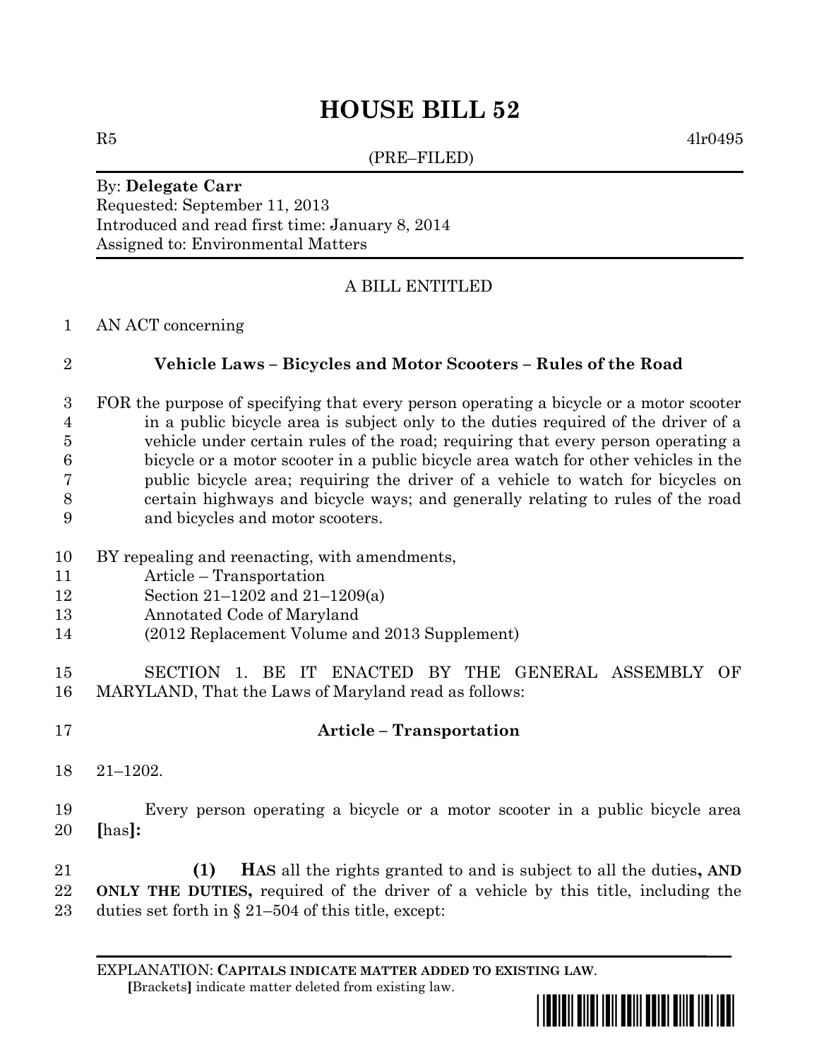# HOUSE BILL 52

R5 4lr0495

(PRE–FILED)

By: **Delegate Carr**
Requested: September 11, 2013
Introduced and read first time: January 8, 2014
Assigned to: Environmental Matters

A BILL ENTITLED

1 AN ACT concerning

2 **Vehicle Laws – Bicycles and Motor Scooters – Rules of the Road**

3 FOR the purpose of specifying that every person operating a bicycle or a motor scooter
4 in a public bicycle area is subject only to the duties required of the driver of a
5 vehicle under certain rules of the road; requiring that every person operating a
6 bicycle or a motor scooter in a public bicycle area watch for other vehicles in the
7 public bicycle area; requiring the driver of a vehicle to watch for bicycles on
8 certain highways and bicycle ways; and generally relating to rules of the road
9 and bicycles and motor scooters.

10 BY repealing and reenacting, with amendments,
11 Article – Transportation
12 Section 21–1202 and 21–1209(a)
13 Annotated Code of Maryland
14 (2012 Replacement Volume and 2013 Supplement)

15 SECTION 1. BE IT ENACTED BY THE GENERAL ASSEMBLY OF
16 MARYLAND, That the Laws of Maryland read as follows:

17 **Article – Transportation**

18 21–1202.

19 Every person operating a bicycle or a motor scooter in a public bicycle area
20 **[**has**]:**

21 **(1)** **HAS** all the rights granted to and is subject to all the duties**, AND**
22 **ONLY THE DUTIES,** required of the driver of a vehicle by this title, including the
23 duties set forth in § 21–504 of this title, except:

EXPLANATION: **CAPITALS INDICATE MATTER ADDED TO EXISTING LAW.**
**[**Brackets**]** indicate matter deleted from existing law.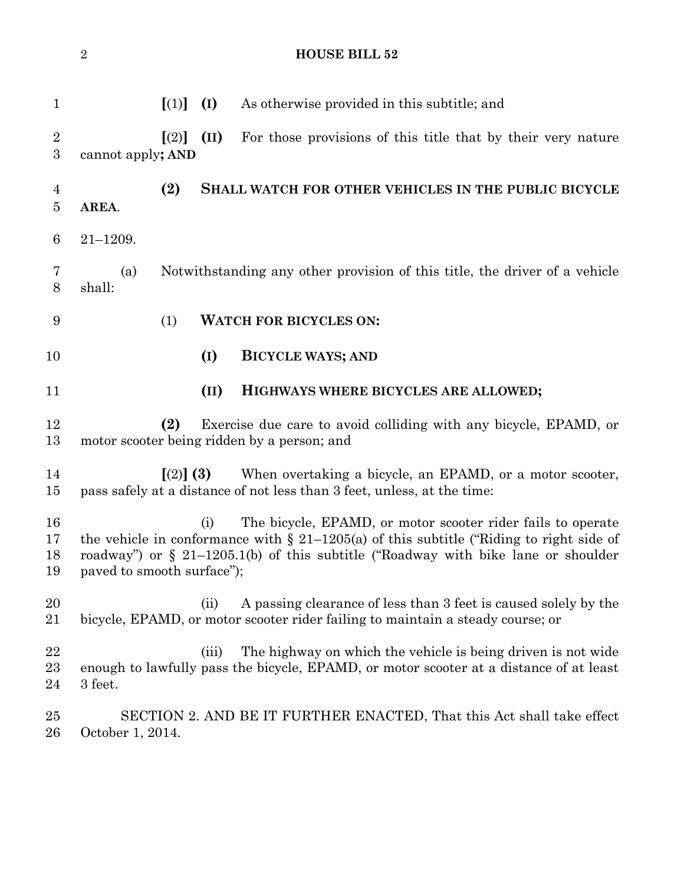[(1)] **(I)** As otherwise provided in this subtitle; and

[(2)] **(II)** For those provisions of this title that by their very nature cannot apply**; AND**

**(2)** **SHALL WATCH FOR OTHER VEHICLES IN THE PUBLIC BICYCLE AREA**.

21–1209.

(a) Notwithstanding any other provision of this title, the driver of a vehicle shall:

(1) **WATCH FOR BICYCLES ON:**

**(I)** **BICYCLE WAYS; AND**

**(II)** **HIGHWAYS WHERE BICYCLES ARE ALLOWED;**

**(2)** Exercise due care to avoid colliding with any bicycle, EPAMD, or motor scooter being ridden by a person; and

[(2)] **(3)** When overtaking a bicycle, an EPAMD, or a motor scooter, pass safely at a distance of not less than 3 feet, unless, at the time:

(i) The bicycle, EPAMD, or motor scooter rider fails to operate the vehicle in conformance with § 21–1205(a) of this subtitle ("Riding to right side of roadway") or § 21–1205.1(b) of this subtitle ("Roadway with bike lane or shoulder paved to smooth surface");

(ii) A passing clearance of less than 3 feet is caused solely by the bicycle, EPAMD, or motor scooter rider failing to maintain a steady course; or

(iii) The highway on which the vehicle is being driven is not wide enough to lawfully pass the bicycle, EPAMD, or motor scooter at a distance of at least 3 feet.

SECTION 2. AND BE IT FURTHER ENACTED, That this Act shall take effect October 1, 2014.